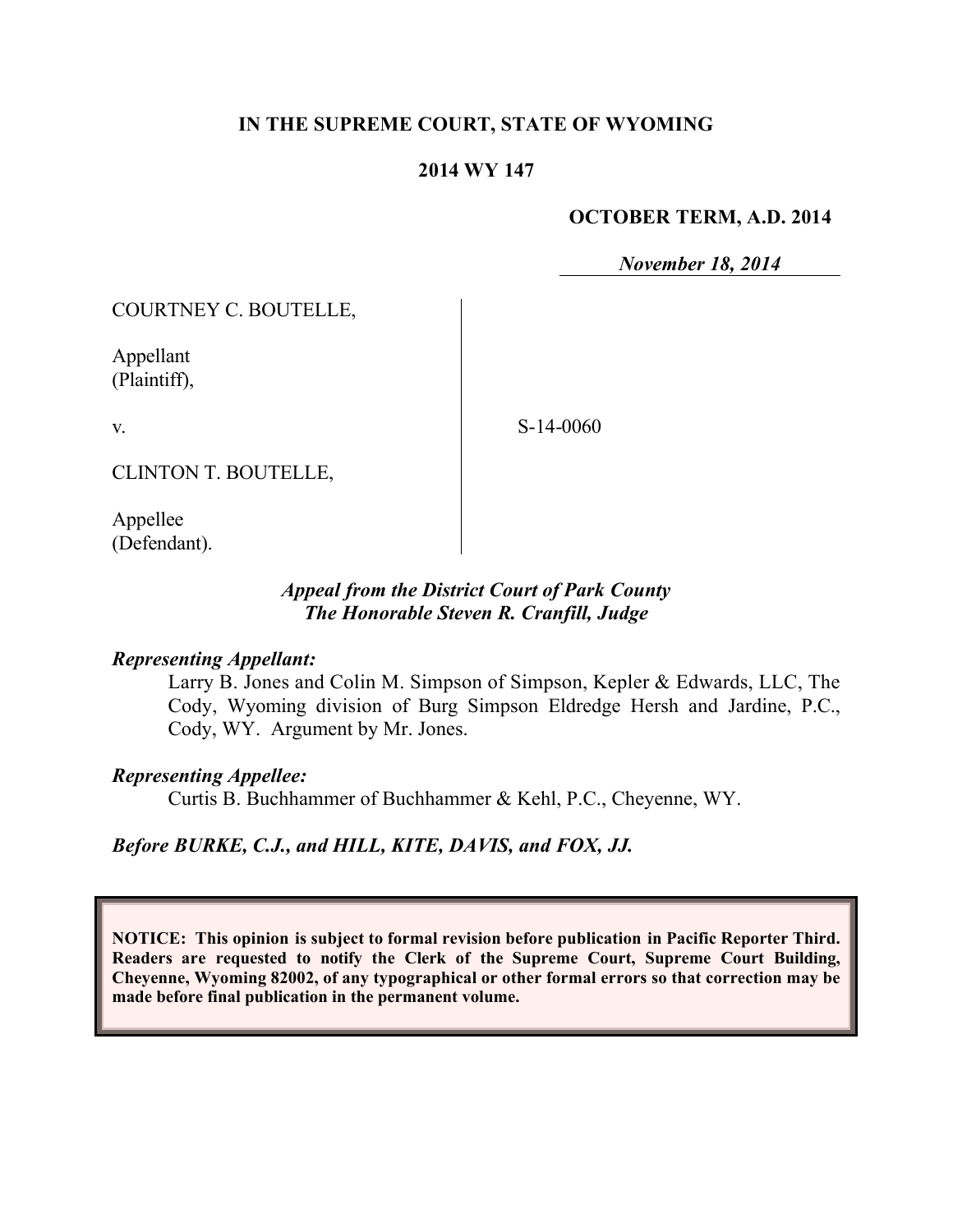**IN THE SUPREME COURT, STATE OF WYOMING**

**2014 WY 147**

**OCTOBER TERM, A.D. 2014**

***November 18, 2014***

COURTNEY C. BOUTELLE,

Appellant
(Plaintiff),

v.

CLINTON T. BOUTELLE,

Appellee
(Defendant).

S-14-0060

***Appeal from the District Court of Park County***
***The Honorable Steven R. Cranfill, Judge***

***Representing Appellant:***

Larry B. Jones and Colin M. Simpson of Simpson, Kepler & Edwards, LLC, The Cody, Wyoming division of Burg Simpson Eldredge Hersh and Jardine, P.C., Cody, WY. Argument by Mr. Jones.

***Representing Appellee:***

Curtis B. Buchhammer of Buchhammer & Kehl, P.C., Cheyenne, WY.

***Before BURKE, C.J., and HILL, KITE, DAVIS, and FOX, JJ.***

**NOTICE: This opinion is subject to formal revision before publication in Pacific Reporter Third. Readers are requested to notify the Clerk of the Supreme Court, Supreme Court Building, Cheyenne, Wyoming 82002, of any typographical or other formal errors so that correction may be made before final publication in the permanent volume.**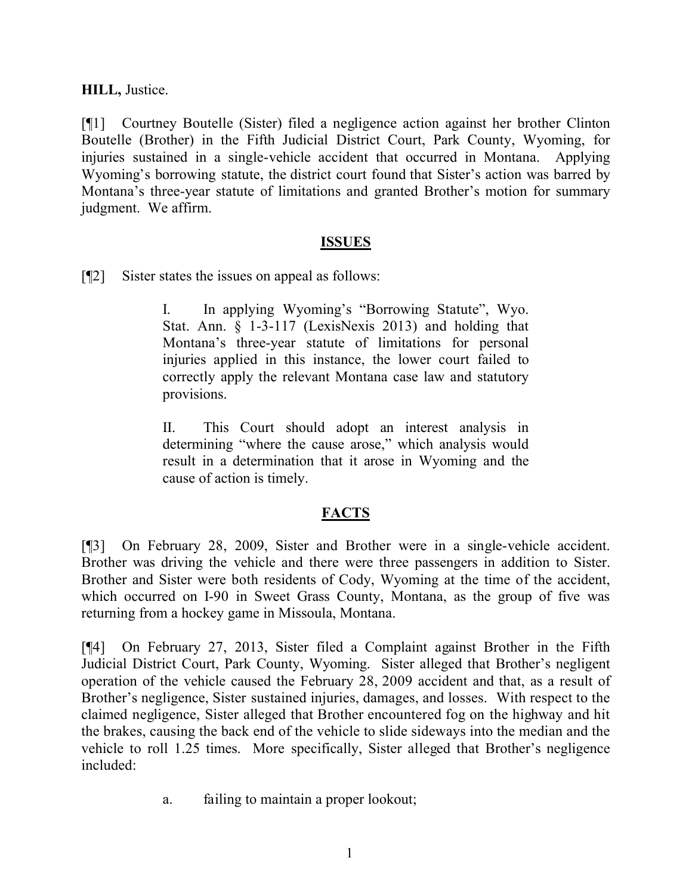**HILL,** Justice.

[¶1] Courtney Boutelle (Sister) filed a negligence action against her brother Clinton Boutelle (Brother) in the Fifth Judicial District Court, Park County, Wyoming, for injuries sustained in a single-vehicle accident that occurred in Montana. Applying Wyoming's borrowing statute, the district court found that Sister's action was barred by Montana's three-year statute of limitations and granted Brother's motion for summary judgment. We affirm.

## ISSUES

[¶2] Sister states the issues on appeal as follows:

> I. In applying Wyoming's "Borrowing Statute", Wyo. Stat. Ann. § 1-3-117 (LexisNexis 2013) and holding that Montana's three-year statute of limitations for personal injuries applied in this instance, the lower court failed to correctly apply the relevant Montana case law and statutory provisions.
>
> II. This Court should adopt an interest analysis in determining "where the cause arose," which analysis would result in a determination that it arose in Wyoming and the cause of action is timely.

## FACTS

[¶3] On February 28, 2009, Sister and Brother were in a single-vehicle accident. Brother was driving the vehicle and there were three passengers in addition to Sister. Brother and Sister were both residents of Cody, Wyoming at the time of the accident, which occurred on I-90 in Sweet Grass County, Montana, as the group of five was returning from a hockey game in Missoula, Montana.

[¶4] On February 27, 2013, Sister filed a Complaint against Brother in the Fifth Judicial District Court, Park County, Wyoming. Sister alleged that Brother's negligent operation of the vehicle caused the February 28, 2009 accident and that, as a result of Brother's negligence, Sister sustained injuries, damages, and losses. With respect to the claimed negligence, Sister alleged that Brother encountered fog on the highway and hit the brakes, causing the back end of the vehicle to slide sideways into the median and the vehicle to roll 1.25 times. More specifically, Sister alleged that Brother's negligence included:

> a. failing to maintain a proper lookout;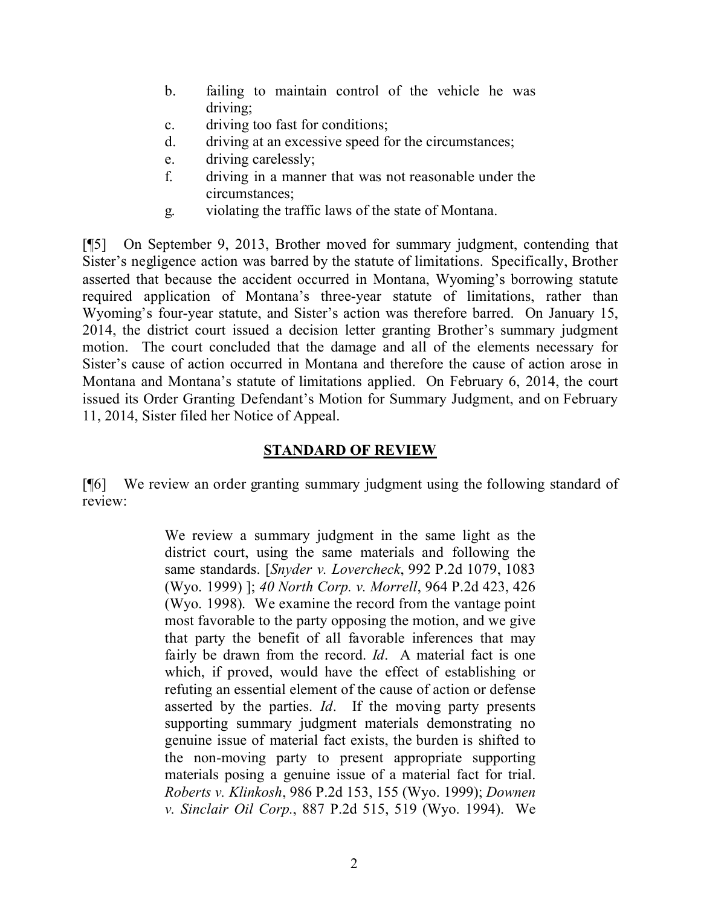b. failing to maintain control of the vehicle he was driving;
c. driving too fast for conditions;
d. driving at an excessive speed for the circumstances;
e. driving carelessly;
f. driving in a manner that was not reasonable under the circumstances;
g. violating the traffic laws of the state of Montana.

[¶5] On September 9, 2013, Brother moved for summary judgment, contending that Sister's negligence action was barred by the statute of limitations. Specifically, Brother asserted that because the accident occurred in Montana, Wyoming's borrowing statute required application of Montana's three-year statute of limitations, rather than Wyoming's four-year statute, and Sister's action was therefore barred. On January 15, 2014, the district court issued a decision letter granting Brother's summary judgment motion. The court concluded that the damage and all of the elements necessary for Sister's cause of action occurred in Montana and therefore the cause of action arose in Montana and Montana's statute of limitations applied. On February 6, 2014, the court issued its Order Granting Defendant's Motion for Summary Judgment, and on February 11, 2014, Sister filed her Notice of Appeal.

## STANDARD OF REVIEW

[¶6] We review an order granting summary judgment using the following standard of review:

> We review a summary judgment in the same light as the district court, using the same materials and following the same standards. [*Snyder v. Lovercheck*, 992 P.2d 1079, 1083 (Wyo. 1999) ]; *40 North Corp. v. Morrell*, 964 P.2d 423, 426 (Wyo. 1998). We examine the record from the vantage point most favorable to the party opposing the motion, and we give that party the benefit of all favorable inferences that may fairly be drawn from the record. *Id*. A material fact is one which, if proved, would have the effect of establishing or refuting an essential element of the cause of action or defense asserted by the parties. *Id*. If the moving party presents supporting summary judgment materials demonstrating no genuine issue of material fact exists, the burden is shifted to the non-moving party to present appropriate supporting materials posing a genuine issue of a material fact for trial. *Roberts v. Klinkosh*, 986 P.2d 153, 155 (Wyo. 1999); *Downen v. Sinclair Oil Corp.*, 887 P.2d 515, 519 (Wyo. 1994). We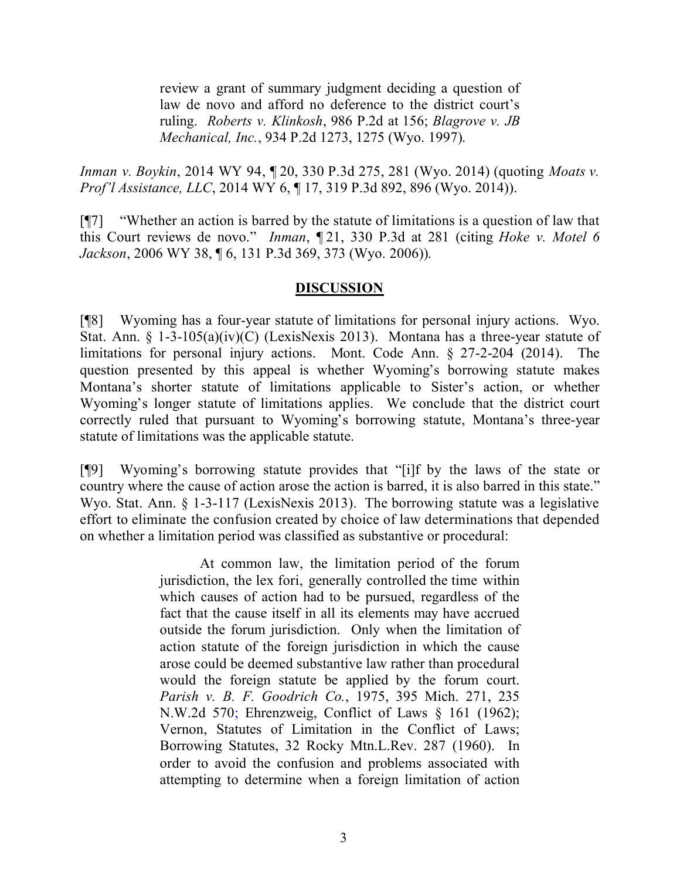> review a grant of summary judgment deciding a question of law de novo and afford no deference to the district court's ruling. *Roberts v. Klinkosh*, 986 P.2d at 156; *Blagrove v. JB Mechanical, Inc.*, 934 P.2d 1273, 1275 (Wyo. 1997).

*Inman v. Boykin*, 2014 WY 94, ¶ 20, 330 P.3d 275, 281 (Wyo. 2014) (quoting *Moats v. Prof'l Assistance, LLC*, 2014 WY 6, ¶ 17, 319 P.3d 892, 896 (Wyo. 2014)).

[¶7] "Whether an action is barred by the statute of limitations is a question of law that this Court reviews de novo." *Inman*, ¶ 21, 330 P.3d at 281 (citing *Hoke v. Motel 6 Jackson*, 2006 WY 38, ¶ 6, 131 P.3d 369, 373 (Wyo. 2006)).

## DISCUSSION

[¶8] Wyoming has a four-year statute of limitations for personal injury actions. Wyo. Stat. Ann. § 1-3-105(a)(iv)(C) (LexisNexis 2013). Montana has a three-year statute of limitations for personal injury actions. Mont. Code Ann. § 27-2-204 (2014). The question presented by this appeal is whether Wyoming's borrowing statute makes Montana's shorter statute of limitations applicable to Sister's action, or whether Wyoming's longer statute of limitations applies. We conclude that the district court correctly ruled that pursuant to Wyoming's borrowing statute, Montana's three-year statute of limitations was the applicable statute.

[¶9] Wyoming's borrowing statute provides that "[i]f by the laws of the state or country where the cause of action arose the action is barred, it is also barred in this state." Wyo. Stat. Ann. § 1-3-117 (LexisNexis 2013). The borrowing statute was a legislative effort to eliminate the confusion created by choice of law determinations that depended on whether a limitation period was classified as substantive or procedural:

> At common law, the limitation period of the forum jurisdiction, the lex fori, generally controlled the time within which causes of action had to be pursued, regardless of the fact that the cause itself in all its elements may have accrued outside the forum jurisdiction. Only when the limitation of action statute of the foreign jurisdiction in which the cause arose could be deemed substantive law rather than procedural would the foreign statute be applied by the forum court. *Parish v. B. F. Goodrich Co.*, 1975, 395 Mich. 271, 235 N.W.2d 570; Ehrenzweig, Conflict of Laws § 161 (1962); Vernon, Statutes of Limitation in the Conflict of Laws; Borrowing Statutes, 32 Rocky Mtn.L.Rev. 287 (1960). In order to avoid the confusion and problems associated with attempting to determine when a foreign limitation of action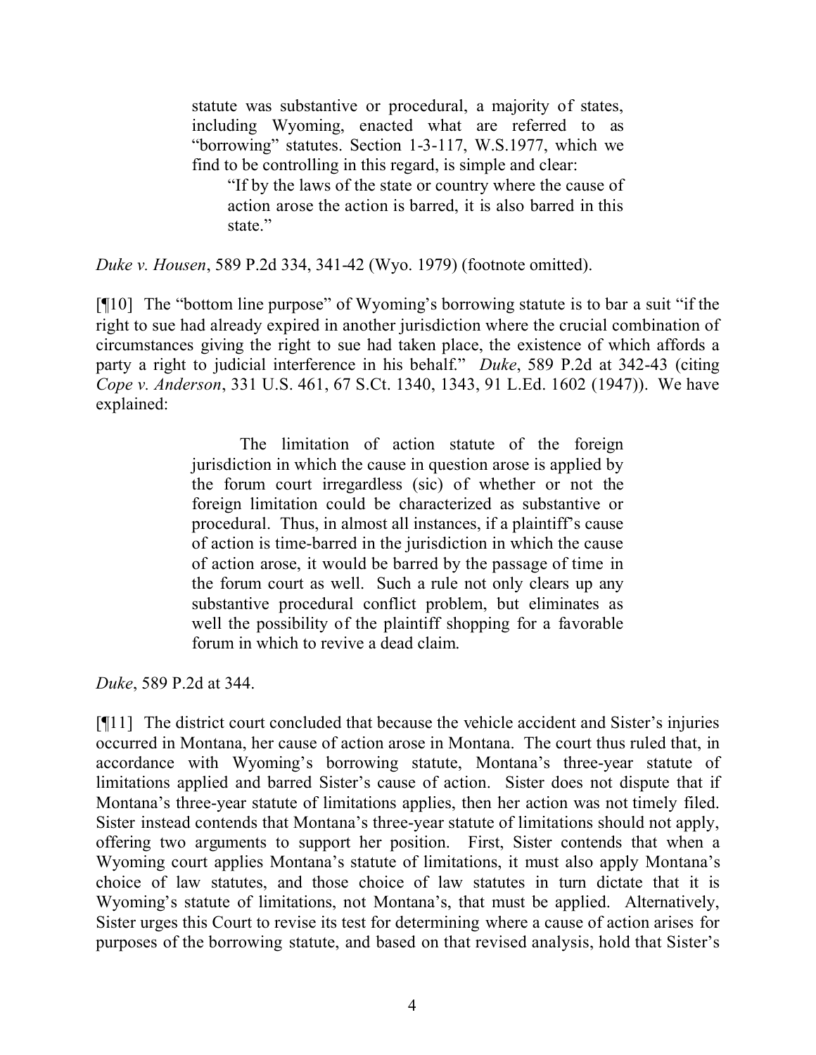> statute was substantive or procedural, a majority of states, including Wyoming, enacted what are referred to as "borrowing" statutes. Section 1-3-117, W.S.1977, which we find to be controlling in this regard, is simple and clear:
>
> > "If by the laws of the state or country where the cause of action arose the action is barred, it is also barred in this state."

*Duke v. Housen*, 589 P.2d 334, 341-42 (Wyo. 1979) (footnote omitted).

[¶10] The "bottom line purpose" of Wyoming's borrowing statute is to bar a suit "if the right to sue had already expired in another jurisdiction where the crucial combination of circumstances giving the right to sue had taken place, the existence of which affords a party a right to judicial interference in his behalf." *Duke*, 589 P.2d at 342-43 (citing *Cope v. Anderson*, 331 U.S. 461, 67 S.Ct. 1340, 1343, 91 L.Ed. 1602 (1947)). We have explained:

> The limitation of action statute of the foreign jurisdiction in which the cause in question arose is applied by the forum court irregardless (sic) of whether or not the foreign limitation could be characterized as substantive or procedural. Thus, in almost all instances, if a plaintiff's cause of action is time-barred in the jurisdiction in which the cause of action arose, it would be barred by the passage of time in the forum court as well. Such a rule not only clears up any substantive procedural conflict problem, but eliminates as well the possibility of the plaintiff shopping for a favorable forum in which to revive a dead claim.

*Duke*, 589 P.2d at 344.

[¶11] The district court concluded that because the vehicle accident and Sister's injuries occurred in Montana, her cause of action arose in Montana. The court thus ruled that, in accordance with Wyoming's borrowing statute, Montana's three-year statute of limitations applied and barred Sister's cause of action. Sister does not dispute that if Montana's three-year statute of limitations applies, then her action was not timely filed. Sister instead contends that Montana's three-year statute of limitations should not apply, offering two arguments to support her position. First, Sister contends that when a Wyoming court applies Montana's statute of limitations, it must also apply Montana's choice of law statutes, and those choice of law statutes in turn dictate that it is Wyoming's statute of limitations, not Montana's, that must be applied. Alternatively, Sister urges this Court to revise its test for determining where a cause of action arises for purposes of the borrowing statute, and based on that revised analysis, hold that Sister's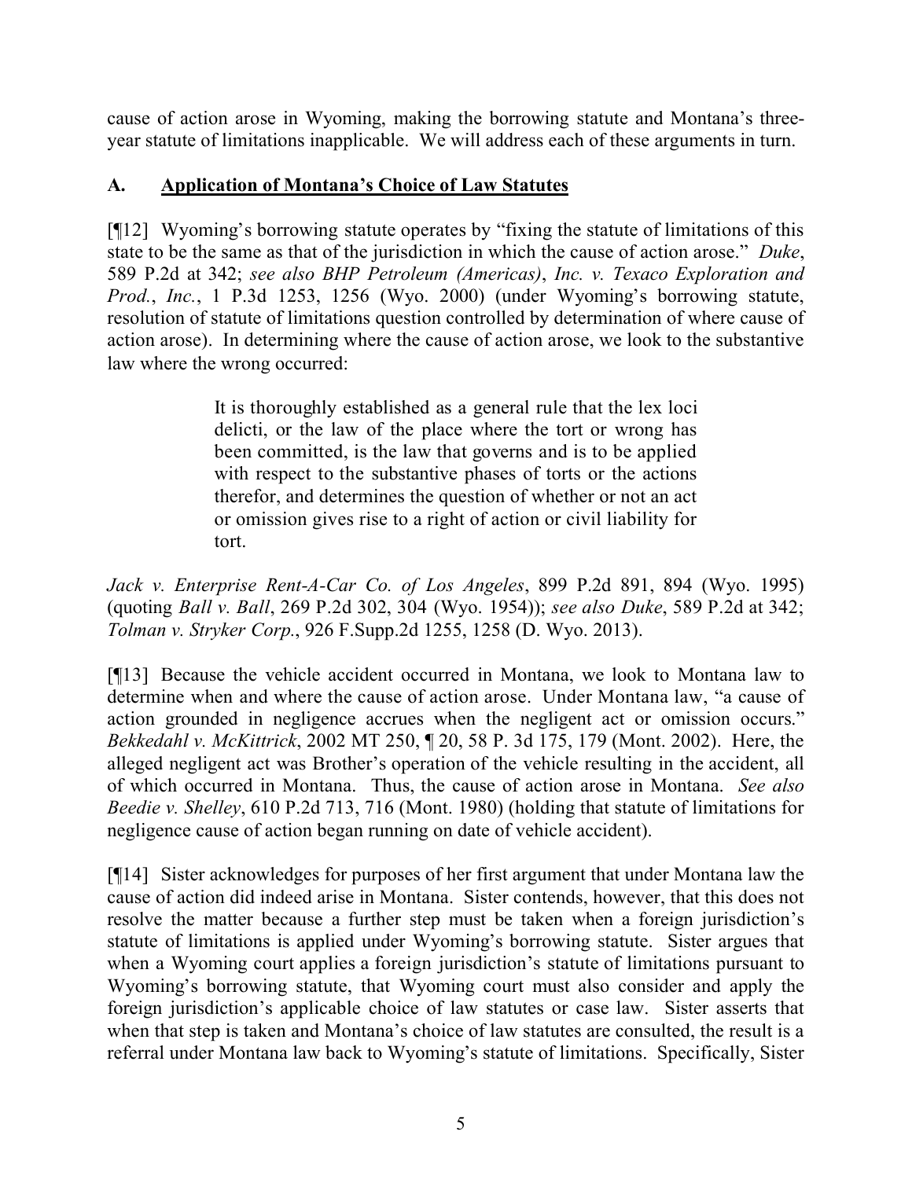cause of action arose in Wyoming, making the borrowing statute and Montana's three-year statute of limitations inapplicable. We will address each of these arguments in turn.

## A. Application of Montana's Choice of Law Statutes

[¶12] Wyoming's borrowing statute operates by "fixing the statute of limitations of this state to be the same as that of the jurisdiction in which the cause of action arose." *Duke*, 589 P.2d at 342; *see also BHP Petroleum (Americas), Inc. v. Texaco Exploration and Prod., Inc.*, 1 P.3d 1253, 1256 (Wyo. 2000) (under Wyoming's borrowing statute, resolution of statute of limitations question controlled by determination of where cause of action arose). In determining where the cause of action arose, we look to the substantive law where the wrong occurred:

> It is thoroughly established as a general rule that the lex loci delicti, or the law of the place where the tort or wrong has been committed, is the law that governs and is to be applied with respect to the substantive phases of torts or the actions therefor, and determines the question of whether or not an act or omission gives rise to a right of action or civil liability for tort.

*Jack v. Enterprise Rent-A-Car Co. of Los Angeles*, 899 P.2d 891, 894 (Wyo. 1995) (quoting *Ball v. Ball*, 269 P.2d 302, 304 (Wyo. 1954)); *see also Duke*, 589 P.2d at 342; *Tolman v. Stryker Corp.*, 926 F.Supp.2d 1255, 1258 (D. Wyo. 2013).

[¶13] Because the vehicle accident occurred in Montana, we look to Montana law to determine when and where the cause of action arose. Under Montana law, "a cause of action grounded in negligence accrues when the negligent act or omission occurs." *Bekkedahl v. McKittrick*, 2002 MT 250, ¶ 20, 58 P. 3d 175, 179 (Mont. 2002). Here, the alleged negligent act was Brother's operation of the vehicle resulting in the accident, all of which occurred in Montana. Thus, the cause of action arose in Montana. *See also Beedie v. Shelley*, 610 P.2d 713, 716 (Mont. 1980) (holding that statute of limitations for negligence cause of action began running on date of vehicle accident).

[¶14] Sister acknowledges for purposes of her first argument that under Montana law the cause of action did indeed arise in Montana. Sister contends, however, that this does not resolve the matter because a further step must be taken when a foreign jurisdiction's statute of limitations is applied under Wyoming's borrowing statute. Sister argues that when a Wyoming court applies a foreign jurisdiction's statute of limitations pursuant to Wyoming's borrowing statute, that Wyoming court must also consider and apply the foreign jurisdiction's applicable choice of law statutes or case law. Sister asserts that when that step is taken and Montana's choice of law statutes are consulted, the result is a referral under Montana law back to Wyoming's statute of limitations. Specifically, Sister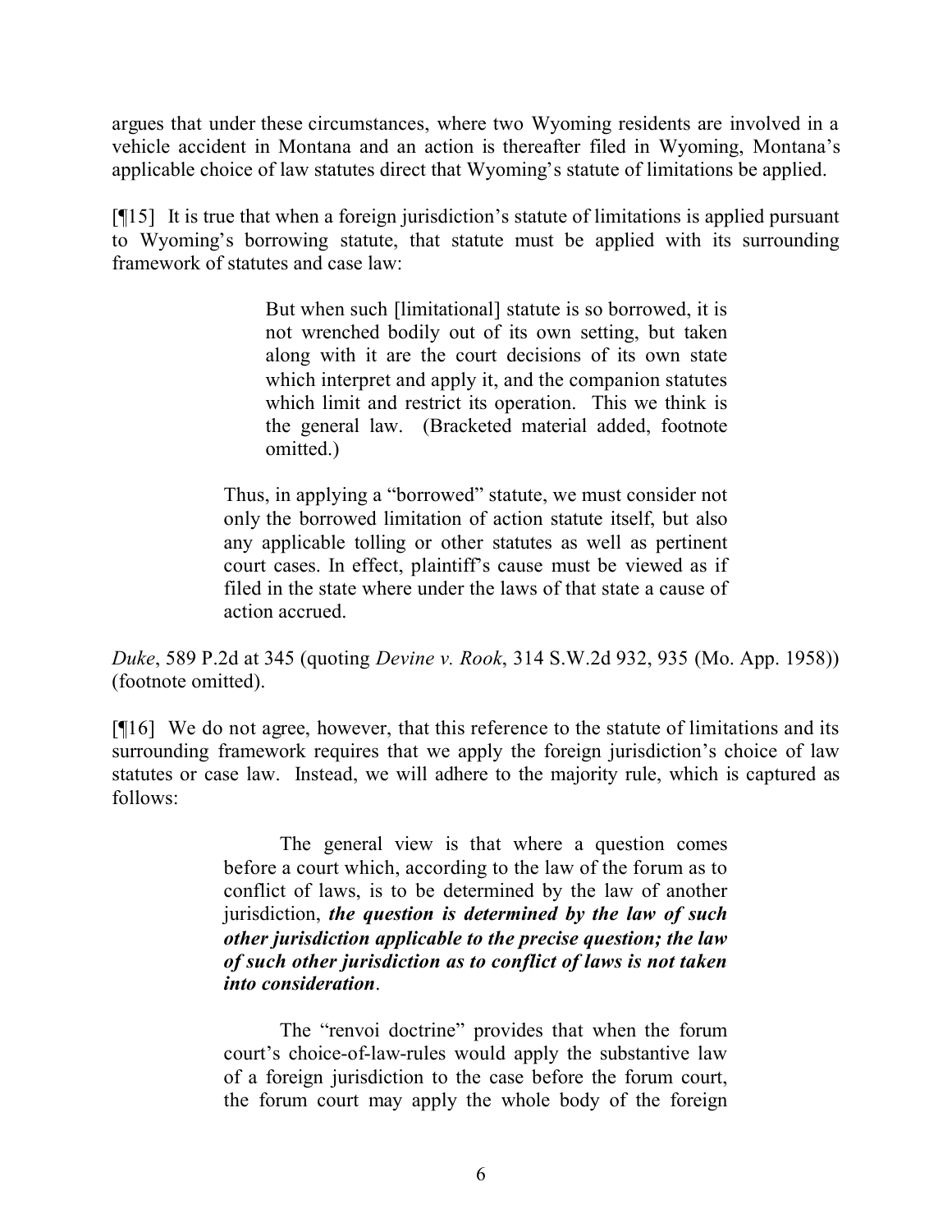argues that under these circumstances, where two Wyoming residents are involved in a vehicle accident in Montana and an action is thereafter filed in Wyoming, Montana's applicable choice of law statutes direct that Wyoming's statute of limitations be applied.

[¶15] It is true that when a foreign jurisdiction's statute of limitations is applied pursuant to Wyoming's borrowing statute, that statute must be applied with its surrounding framework of statutes and case law:

> > But when such [limitational] statute is so borrowed, it is not wrenched bodily out of its own setting, but taken along with it are the court decisions of its own state which interpret and apply it, and the companion statutes which limit and restrict its operation. This we think is the general law. (Bracketed material added, footnote omitted.)
>
> Thus, in applying a "borrowed" statute, we must consider not only the borrowed limitation of action statute itself, but also any applicable tolling or other statutes as well as pertinent court cases. In effect, plaintiff's cause must be viewed as if filed in the state where under the laws of that state a cause of action accrued.

*Duke*, 589 P.2d at 345 (quoting *Devine v. Rook*, 314 S.W.2d 932, 935 (Mo. App. 1958)) (footnote omitted).

[¶16] We do not agree, however, that this reference to the statute of limitations and its surrounding framework requires that we apply the foreign jurisdiction's choice of law statutes or case law. Instead, we will adhere to the majority rule, which is captured as follows:

> The general view is that where a question comes before a court which, according to the law of the forum as to conflict of laws, is to be determined by the law of another jurisdiction, ***the question is determined by the law of such other jurisdiction applicable to the precise question; the law of such other jurisdiction as to conflict of laws is not taken into consideration***.
>
> The "renvoi doctrine" provides that when the forum court's choice-of-law-rules would apply the substantive law of a foreign jurisdiction to the case before the forum court, the forum court may apply the whole body of the foreign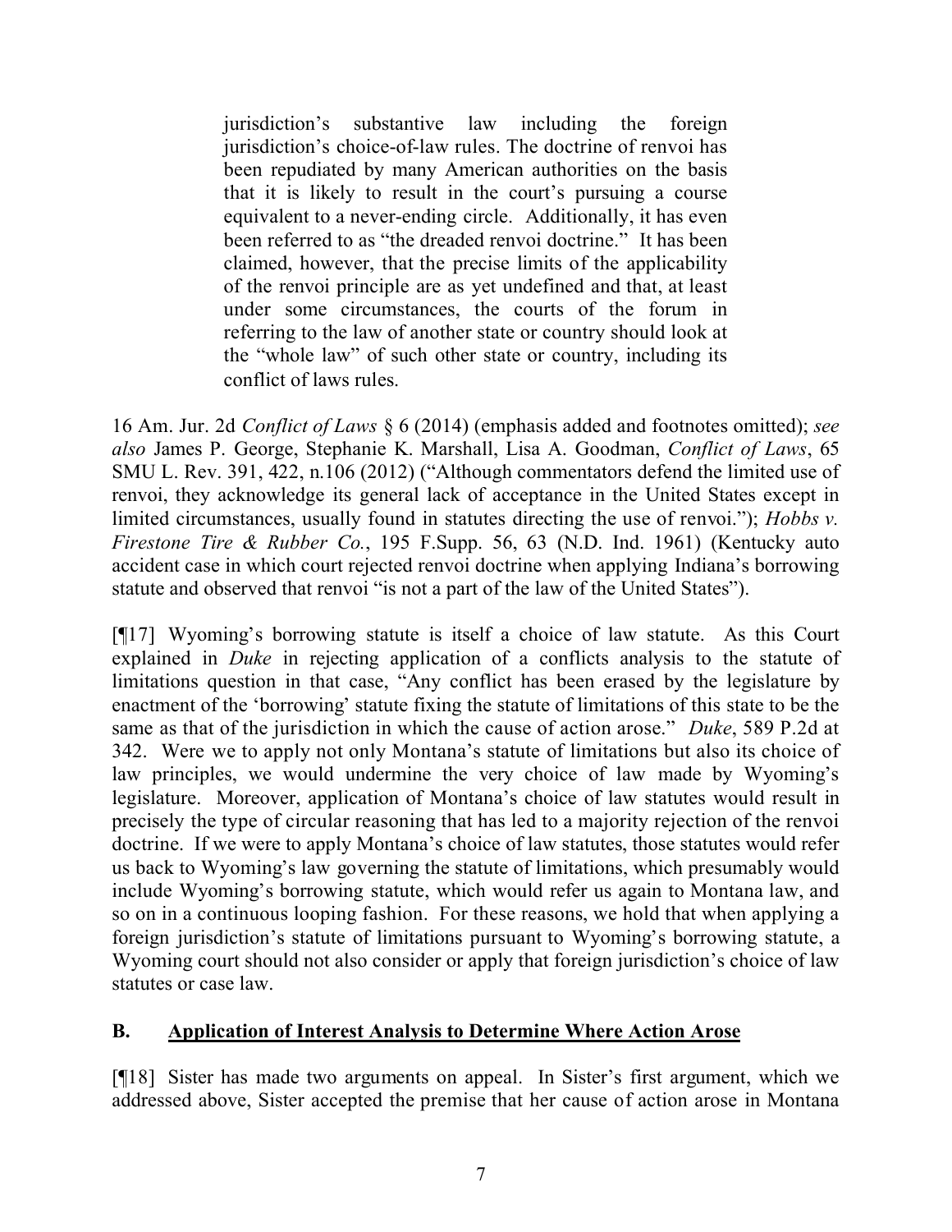> jurisdiction's substantive law including the foreign jurisdiction's choice-of-law rules. The doctrine of renvoi has been repudiated by many American authorities on the basis that it is likely to result in the court's pursuing a course equivalent to a never-ending circle. Additionally, it has even been referred to as "the dreaded renvoi doctrine." It has been claimed, however, that the precise limits of the applicability of the renvoi principle are as yet undefined and that, at least under some circumstances, the courts of the forum in referring to the law of another state or country should look at the "whole law" of such other state or country, including its conflict of laws rules.

16 Am. Jur. 2d *Conflict of Laws* § 6 (2014) (emphasis added and footnotes omitted); *see also* James P. George, Stephanie K. Marshall, Lisa A. Goodman, *Conflict of Laws*, 65 SMU L. Rev. 391, 422, n.106 (2012) ("Although commentators defend the limited use of renvoi, they acknowledge its general lack of acceptance in the United States except in limited circumstances, usually found in statutes directing the use of renvoi."); *Hobbs v. Firestone Tire & Rubber Co.*, 195 F.Supp. 56, 63 (N.D. Ind. 1961) (Kentucky auto accident case in which court rejected renvoi doctrine when applying Indiana's borrowing statute and observed that renvoi "is not a part of the law of the United States").

[¶17] Wyoming's borrowing statute is itself a choice of law statute. As this Court explained in *Duke* in rejecting application of a conflicts analysis to the statute of limitations question in that case, "Any conflict has been erased by the legislature by enactment of the 'borrowing' statute fixing the statute of limitations of this state to be the same as that of the jurisdiction in which the cause of action arose." *Duke*, 589 P.2d at 342. Were we to apply not only Montana's statute of limitations but also its choice of law principles, we would undermine the very choice of law made by Wyoming's legislature. Moreover, application of Montana's choice of law statutes would result in precisely the type of circular reasoning that has led to a majority rejection of the renvoi doctrine. If we were to apply Montana's choice of law statutes, those statutes would refer us back to Wyoming's law governing the statute of limitations, which presumably would include Wyoming's borrowing statute, which would refer us again to Montana law, and so on in a continuous looping fashion. For these reasons, we hold that when applying a foreign jurisdiction's statute of limitations pursuant to Wyoming's borrowing statute, a Wyoming court should not also consider or apply that foreign jurisdiction's choice of law statutes or case law.

## B. Application of Interest Analysis to Determine Where Action Arose

[¶18] Sister has made two arguments on appeal. In Sister's first argument, which we addressed above, Sister accepted the premise that her cause of action arose in Montana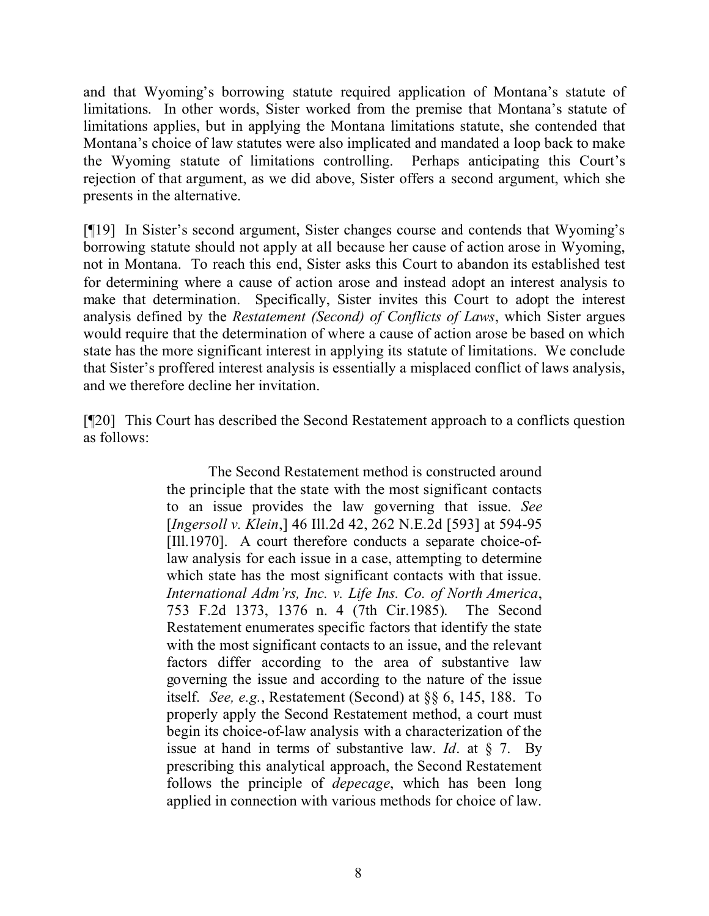and that Wyoming's borrowing statute required application of Montana's statute of limitations. In other words, Sister worked from the premise that Montana's statute of limitations applies, but in applying the Montana limitations statute, she contended that Montana's choice of law statutes were also implicated and mandated a loop back to make the Wyoming statute of limitations controlling. Perhaps anticipating this Court's rejection of that argument, as we did above, Sister offers a second argument, which she presents in the alternative.

[¶19] In Sister's second argument, Sister changes course and contends that Wyoming's borrowing statute should not apply at all because her cause of action arose in Wyoming, not in Montana. To reach this end, Sister asks this Court to abandon its established test for determining where a cause of action arose and instead adopt an interest analysis to make that determination. Specifically, Sister invites this Court to adopt the interest analysis defined by the *Restatement (Second) of Conflicts of Laws*, which Sister argues would require that the determination of where a cause of action arose be based on which state has the more significant interest in applying its statute of limitations. We conclude that Sister's proffered interest analysis is essentially a misplaced conflict of laws analysis, and we therefore decline her invitation.

[¶20] This Court has described the Second Restatement approach to a conflicts question as follows:

> The Second Restatement method is constructed around the principle that the state with the most significant contacts to an issue provides the law governing that issue. *See* [*Ingersoll v. Klein*,] 46 Ill.2d 42, 262 N.E.2d [593] at 594-95 [Ill.1970]. A court therefore conducts a separate choice-of-law analysis for each issue in a case, attempting to determine which state has the most significant contacts with that issue. *International Adm'rs, Inc. v. Life Ins. Co. of North America*, 753 F.2d 1373, 1376 n. 4 (7th Cir.1985). The Second Restatement enumerates specific factors that identify the state with the most significant contacts to an issue, and the relevant factors differ according to the area of substantive law governing the issue and according to the nature of the issue itself. *See, e.g.*, Restatement (Second) at §§ 6, 145, 188. To properly apply the Second Restatement method, a court must begin its choice-of-law analysis with a characterization of the issue at hand in terms of substantive law. *Id*. at § 7. By prescribing this analytical approach, the Second Restatement follows the principle of *depecage*, which has been long applied in connection with various methods for choice of law.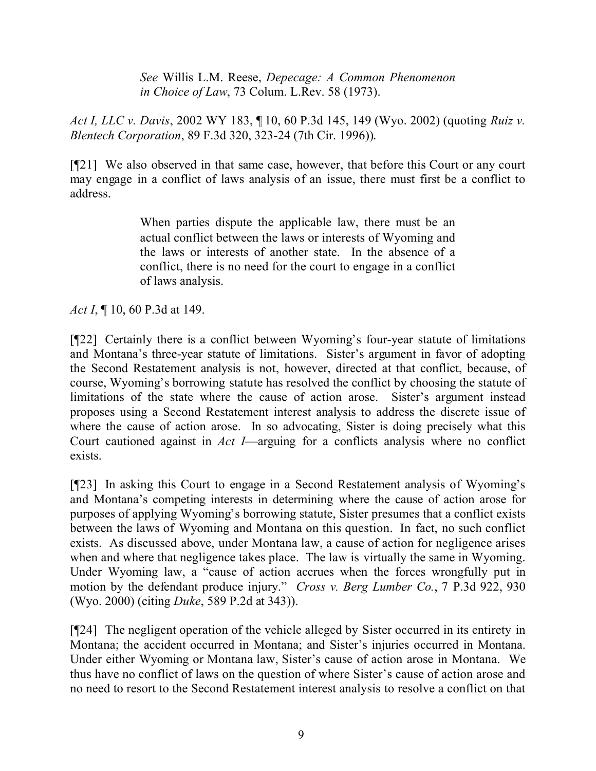> *See* Willis L.M. Reese, *Depecage: A Common Phenomenon in Choice of Law*, 73 Colum. L.Rev. 58 (1973).

*Act I, LLC v. Davis*, 2002 WY 183, ¶ 10, 60 P.3d 145, 149 (Wyo. 2002) (quoting *Ruiz v. Blentech Corporation*, 89 F.3d 320, 323-24 (7th Cir. 1996)).

[¶21] We also observed in that same case, however, that before this Court or any court may engage in a conflict of laws analysis of an issue, there must first be a conflict to address.

> When parties dispute the applicable law, there must be an actual conflict between the laws or interests of Wyoming and the laws or interests of another state. In the absence of a conflict, there is no need for the court to engage in a conflict of laws analysis.

*Act I*, ¶ 10, 60 P.3d at 149.

[¶22] Certainly there is a conflict between Wyoming's four-year statute of limitations and Montana's three-year statute of limitations. Sister's argument in favor of adopting the Second Restatement analysis is not, however, directed at that conflict, because, of course, Wyoming's borrowing statute has resolved the conflict by choosing the statute of limitations of the state where the cause of action arose. Sister's argument instead proposes using a Second Restatement interest analysis to address the discrete issue of where the cause of action arose. In so advocating, Sister is doing precisely what this Court cautioned against in *Act I*—arguing for a conflicts analysis where no conflict exists.

[¶23] In asking this Court to engage in a Second Restatement analysis of Wyoming's and Montana's competing interests in determining where the cause of action arose for purposes of applying Wyoming's borrowing statute, Sister presumes that a conflict exists between the laws of Wyoming and Montana on this question. In fact, no such conflict exists. As discussed above, under Montana law, a cause of action for negligence arises when and where that negligence takes place. The law is virtually the same in Wyoming. Under Wyoming law, a "cause of action accrues when the forces wrongfully put in motion by the defendant produce injury." *Cross v. Berg Lumber Co.*, 7 P.3d 922, 930 (Wyo. 2000) (citing *Duke*, 589 P.2d at 343)).

[¶24] The negligent operation of the vehicle alleged by Sister occurred in its entirety in Montana; the accident occurred in Montana; and Sister's injuries occurred in Montana. Under either Wyoming or Montana law, Sister's cause of action arose in Montana. We thus have no conflict of laws on the question of where Sister's cause of action arose and no need to resort to the Second Restatement interest analysis to resolve a conflict on that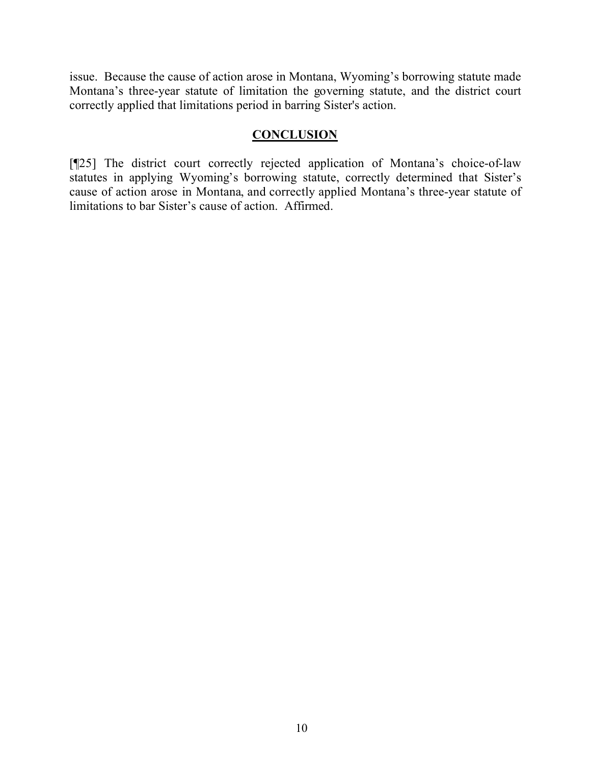issue. Because the cause of action arose in Montana, Wyoming's borrowing statute made Montana's three-year statute of limitation the governing statute, and the district court correctly applied that limitations period in barring Sister's action.

## CONCLUSION

[¶25] The district court correctly rejected application of Montana's choice-of-law statutes in applying Wyoming's borrowing statute, correctly determined that Sister's cause of action arose in Montana, and correctly applied Montana's three-year statute of limitations to bar Sister's cause of action. Affirmed.